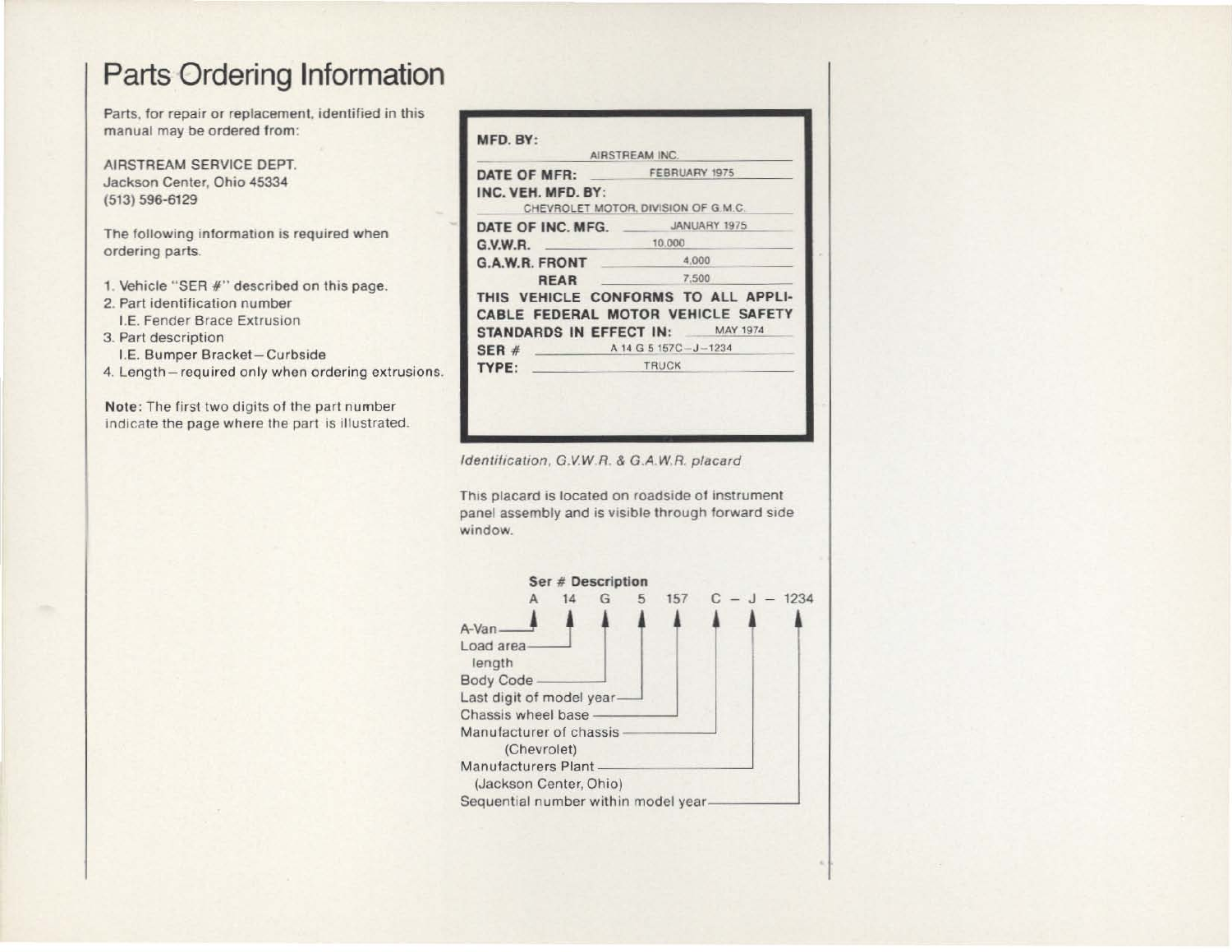# Parts Ordering Information

Parts, for repair or replacement, identified in this manual may be ordered from:

AIRSTREAM SERVICE DEPT.
Jackson Center, Ohio 45334
(513) 596-6129

The following information is required when ordering parts.

1. Vehicle "SER #" described on this page.
2. Part identification number
   I.E. Fender Brace Extrusion
3. Part description
   I.E. Bumper Bracket—Curbside
4. Length—required only when ordering extrusions.

**Note:** The first two digits of the part number indicate the page where the part is illustrated.

**MFD. BY:** AIRSTREAM INC.
**DATE OF MFR:** FEBRUARY 1975
**INC. VEH. MFD. BY:** CHEVROLET MOTOR. DIVISION OF G.M.C.
**DATE OF INC. MFG.** JANUARY 1975
**G.V.W.R.** 10,000
**G.A.W.R. FRONT** 4,000
**REAR** 7,500
**THIS VEHICLE CONFORMS TO ALL APPLICABLE FEDERAL MOTOR VEHICLE SAFETY STANDARDS IN EFFECT IN:** MAY 1974
**SER #** A 14 G 5 157C – J – 1234
**TYPE:** TRUCK

*Identification, G.V.W.R. & G.A.W.R. placard*

This placard is located on roadside of instrument panel assembly and is visible through forward side window.

**Ser # Description**

A 14 G 5 157 C – J – 1234

- A — A-Van
- 14 — Load area length
- G — Body Code
- 5 — Last digit of model year
- 157 — Chassis wheel base
- C — Manufacturer of chassis (Chevrolet)
- J — Manufacturers Plant (Jackson Center, Ohio)
- 1234 — Sequential number within model year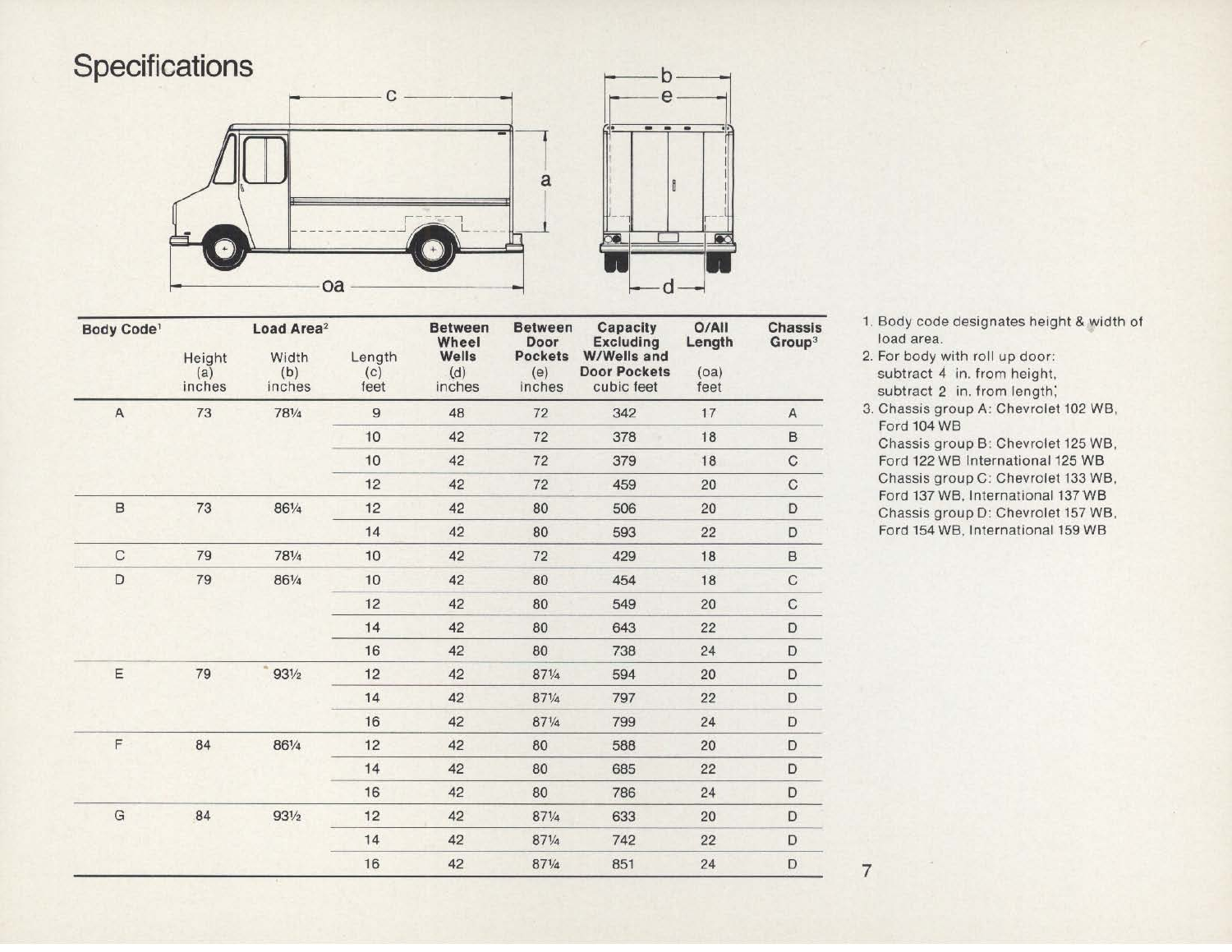# Specifications

c

a

oa

b

e

d

| Body Code[1] | Load Area[2] Height (a) inches | Width (b) inches | Length (c) feet | Between Wheel Wells (d) inches | Between Door Pockets (e) inches | Capacity Excluding W/Wells and Door Pockets cubic feet | O/All Length (oa) feet | Chassis Group[3] |
|---|---|---|---|---|---|---|---|---|
| A | 73 | 78¼ | 9 | 48 | 72 | 342 | 17 | A |
| | | | 10 | 42 | 72 | 378 | 18 | B |
| | | | 10 | 42 | 72 | 379 | 18 | C |
| | | | 12 | 42 | 72 | 459 | 20 | C |
| B | 73 | 86¼ | 12 | 42 | 80 | 506 | 20 | D |
| | | | 14 | 42 | 80 | 593 | 22 | D |
| C | 79 | 78¼ | 10 | 42 | 72 | 429 | 18 | B |
| D | 79 | 86¼ | 10 | 42 | 80 | 454 | 18 | C |
| | | | 12 | 42 | 80 | 549 | 20 | C |
| | | | 14 | 42 | 80 | 643 | 22 | D |
| | | | 16 | 42 | 80 | 738 | 24 | D |
| E | 79 | 93½ | 12 | 42 | 87¼ | 594 | 20 | D |
| | | | 14 | 42 | 87¼ | 797 | 22 | D |
| | | | 16 | 42 | 87¼ | 799 | 24 | D |
| F | 84 | 86¼ | 12 | 42 | 80 | 588 | 20 | D |
| | | | 14 | 42 | 80 | 685 | 22 | D |
| | | | 16 | 42 | 80 | 786 | 24 | D |
| G | 84 | 93½ | 12 | 42 | 87¼ | 633 | 20 | D |
| | | | 14 | 42 | 87¼ | 742 | 22 | D |
| | | | 16 | 42 | 87¼ | 851 | 24 | D |

1. Body code designates height & width of load area.
2. For body with roll up door: subtract 4 in. from height, subtract 2 in. from length;
3. Chassis group A: Chevrolet 102 WB, Ford 104 WB
   Chassis group B: Chevrolet 125 WB, Ford 122 WB International 125 WB
   Chassis group C: Chevrolet 133 WB, Ford 137 WB, International 137 WB
   Chassis group D: Chevrolet 157 WB, Ford 154 WB, International 159 WB